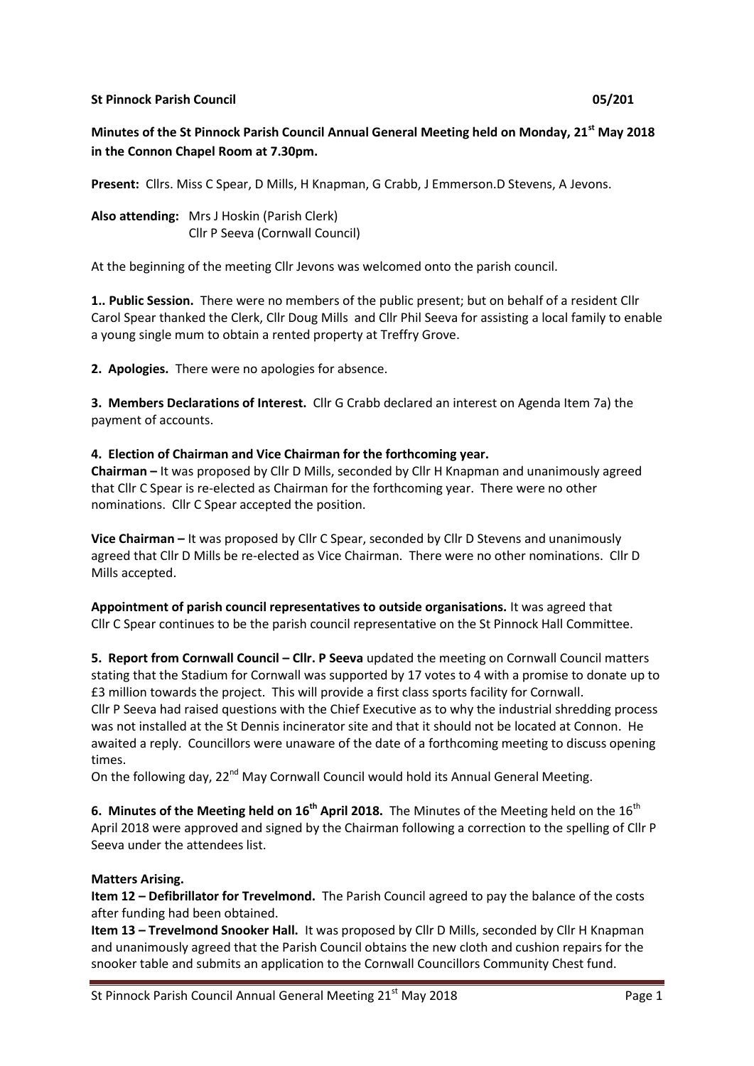**St Pinnock Parish Council 05/201**

**Minutes of the St Pinnock Parish Council Annual General Meeting held on Monday, 21st May 2018 in the Connon Chapel Room at 7.30pm.**

**Present:** Cllrs. Miss C Spear, D Mills, H Knapman, G Crabb, J Emmerson.D Stevens, A Jevons.

**Also attending:** Mrs J Hoskin (Parish Clerk)
Cllr P Seeva (Cornwall Council)

At the beginning of the meeting Cllr Jevons was welcomed onto the parish council.

**1.. Public Session.** There were no members of the public present; but on behalf of a resident Cllr Carol Spear thanked the Clerk, Cllr Doug Mills and Cllr Phil Seeva for assisting a local family to enable a young single mum to obtain a rented property at Treffry Grove.

**2. Apologies.** There were no apologies for absence.

**3. Members Declarations of Interest.** Cllr G Crabb declared an interest on Agenda Item 7a) the payment of accounts.

**4. Election of Chairman and Vice Chairman for the forthcoming year.**

**Chairman –** It was proposed by Cllr D Mills, seconded by Cllr H Knapman and unanimously agreed that Cllr C Spear is re-elected as Chairman for the forthcoming year. There were no other nominations. Cllr C Spear accepted the position.

**Vice Chairman –** It was proposed by Cllr C Spear, seconded by Cllr D Stevens and unanimously agreed that Cllr D Mills be re-elected as Vice Chairman. There were no other nominations. Cllr D Mills accepted.

**Appointment of parish council representatives to outside organisations.** It was agreed that Cllr C Spear continues to be the parish council representative on the St Pinnock Hall Committee.

**5. Report from Cornwall Council – Cllr. P Seeva** updated the meeting on Cornwall Council matters stating that the Stadium for Cornwall was supported by 17 votes to 4 with a promise to donate up to £3 million towards the project. This will provide a first class sports facility for Cornwall.
Cllr P Seeva had raised questions with the Chief Executive as to why the industrial shredding process was not installed at the St Dennis incinerator site and that it should not be located at Connon. He awaited a reply. Councillors were unaware of the date of a forthcoming meeting to discuss opening times.
On the following day, 22nd May Cornwall Council would hold its Annual General Meeting.

**6. Minutes of the Meeting held on 16th April 2018.** The Minutes of the Meeting held on the 16th April 2018 were approved and signed by the Chairman following a correction to the spelling of Cllr P Seeva under the attendees list.

**Matters Arising.**

**Item 12 – Defibrillator for Trevelmond.** The Parish Council agreed to pay the balance of the costs after funding had been obtained.

**Item 13 – Trevelmond Snooker Hall.** It was proposed by Cllr D Mills, seconded by Cllr H Knapman and unanimously agreed that the Parish Council obtains the new cloth and cushion repairs for the snooker table and submits an application to the Cornwall Councillors Community Chest fund.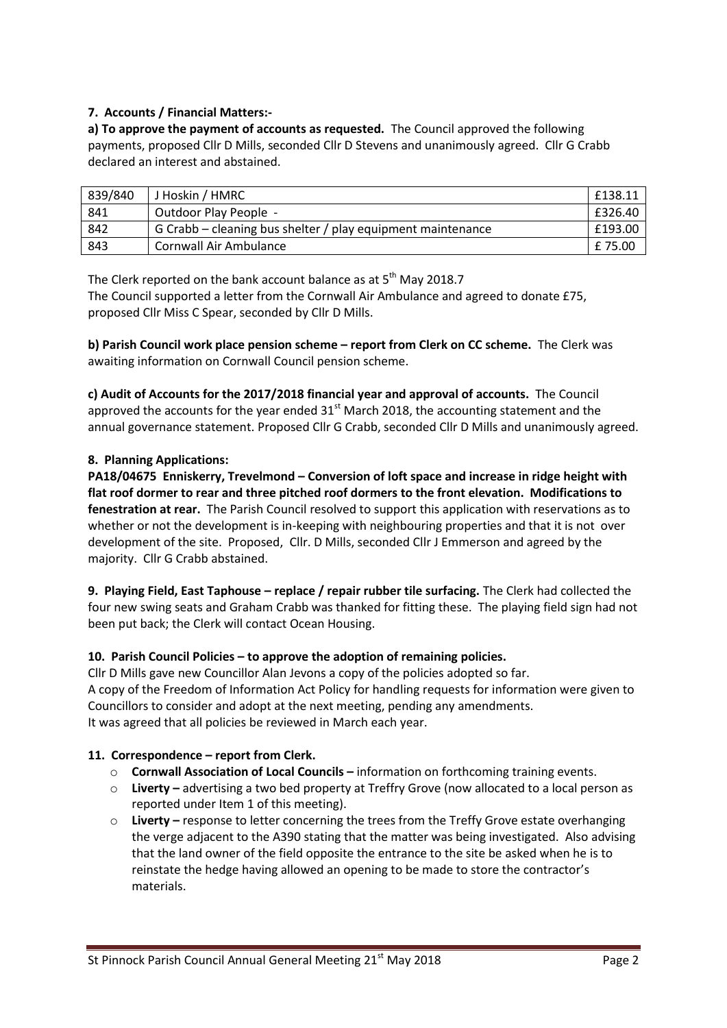**7. Accounts / Financial Matters:-**

**a) To approve the payment of accounts as requested.** The Council approved the following payments, proposed Cllr D Mills, seconded Cllr D Stevens and unanimously agreed. Cllr G Crabb declared an interest and abstained.

| 839/840 | J Hoskin / HMRC | £138.11 |
|---|---|---|
| 841 | Outdoor Play People - | £326.40 |
| 842 | G Crabb – cleaning bus shelter / play equipment maintenance | £193.00 |
| 843 | Cornwall Air Ambulance | £ 75.00 |

The Clerk reported on the bank account balance as at 5th May 2018.7

The Council supported a letter from the Cornwall Air Ambulance and agreed to donate £75, proposed Cllr Miss C Spear, seconded by Cllr D Mills.

**b) Parish Council work place pension scheme – report from Clerk on CC scheme.** The Clerk was awaiting information on Cornwall Council pension scheme.

**c) Audit of Accounts for the 2017/2018 financial year and approval of accounts.** The Council approved the accounts for the year ended 31st March 2018, the accounting statement and the annual governance statement. Proposed Cllr G Crabb, seconded Cllr D Mills and unanimously agreed.

**8. Planning Applications:**

**PA18/04675 Enniskerry, Trevelmond – Conversion of loft space and increase in ridge height with flat roof dormer to rear and three pitched roof dormers to the front elevation. Modifications to fenestration at rear.** The Parish Council resolved to support this application with reservations as to whether or not the development is in-keeping with neighbouring properties and that it is not over development of the site. Proposed, Cllr. D Mills, seconded Cllr J Emmerson and agreed by the majority. Cllr G Crabb abstained.

**9. Playing Field, East Taphouse – replace / repair rubber tile surfacing.** The Clerk had collected the four new swing seats and Graham Crabb was thanked for fitting these. The playing field sign had not been put back; the Clerk will contact Ocean Housing.

**10. Parish Council Policies – to approve the adoption of remaining policies.**

Cllr D Mills gave new Councillor Alan Jevons a copy of the policies adopted so far.

A copy of the Freedom of Information Act Policy for handling requests for information were given to Councillors to consider and adopt at the next meeting, pending any amendments.

It was agreed that all policies be reviewed in March each year.

**11. Correspondence – report from Clerk.**

- **Cornwall Association of Local Councils –** information on forthcoming training events.
- **Liverty –** advertising a two bed property at Treffry Grove (now allocated to a local person as reported under Item 1 of this meeting).
- **Liverty –** response to letter concerning the trees from the Treffy Grove estate overhanging the verge adjacent to the A390 stating that the matter was being investigated. Also advising that the land owner of the field opposite the entrance to the site be asked when he is to reinstate the hedge having allowed an opening to be made to store the contractor's materials.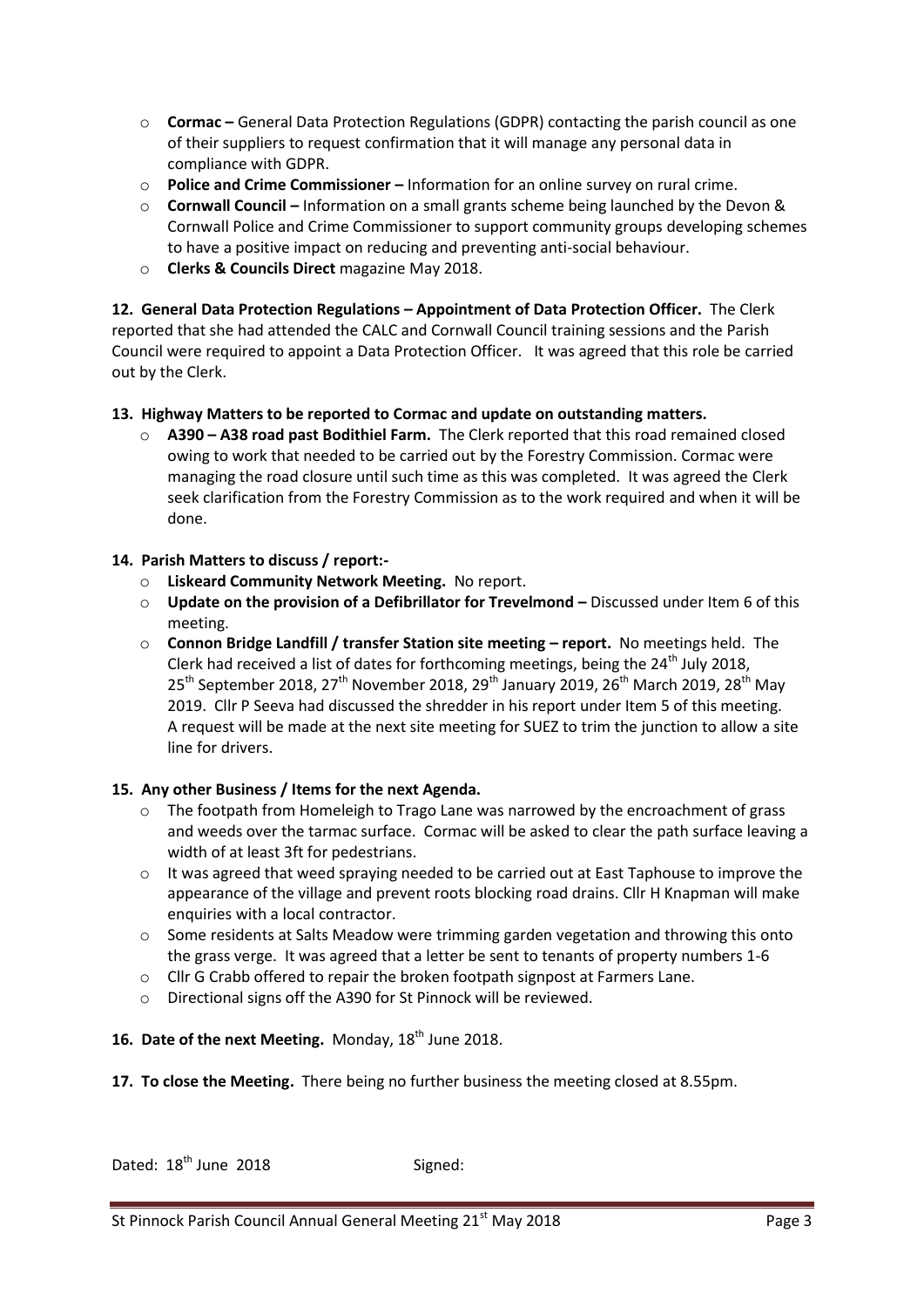- **Cormac –** General Data Protection Regulations (GDPR) contacting the parish council as one of their suppliers to request confirmation that it will manage any personal data in compliance with GDPR.
- **Police and Crime Commissioner –** Information for an online survey on rural crime.
- **Cornwall Council –** Information on a small grants scheme being launched by the Devon & Cornwall Police and Crime Commissioner to support community groups developing schemes to have a positive impact on reducing and preventing anti-social behaviour.
- **Clerks & Councils Direct** magazine May 2018.

**12. General Data Protection Regulations – Appointment of Data Protection Officer.** The Clerk reported that she had attended the CALC and Cornwall Council training sessions and the Parish Council were required to appoint a Data Protection Officer. It was agreed that this role be carried out by the Clerk.

**13. Highway Matters to be reported to Cormac and update on outstanding matters.**

- **A390 – A38 road past Bodithiel Farm.** The Clerk reported that this road remained closed owing to work that needed to be carried out by the Forestry Commission. Cormac were managing the road closure until such time as this was completed. It was agreed the Clerk seek clarification from the Forestry Commission as to the work required and when it will be done.

**14. Parish Matters to discuss / report:-**

- **Liskeard Community Network Meeting.** No report.
- **Update on the provision of a Defibrillator for Trevelmond –** Discussed under Item 6 of this meeting.
- **Connon Bridge Landfill / transfer Station site meeting – report.** No meetings held. The Clerk had received a list of dates for forthcoming meetings, being the 24th July 2018, 25th September 2018, 27th November 2018, 29th January 2019, 26th March 2019, 28th May 2019. Cllr P Seeva had discussed the shredder in his report under Item 5 of this meeting. A request will be made at the next site meeting for SUEZ to trim the junction to allow a site line for drivers.

**15. Any other Business / Items for the next Agenda.**

- The footpath from Homeleigh to Trago Lane was narrowed by the encroachment of grass and weeds over the tarmac surface. Cormac will be asked to clear the path surface leaving a width of at least 3ft for pedestrians.
- It was agreed that weed spraying needed to be carried out at East Taphouse to improve the appearance of the village and prevent roots blocking road drains. Cllr H Knapman will make enquiries with a local contractor.
- Some residents at Salts Meadow were trimming garden vegetation and throwing this onto the grass verge. It was agreed that a letter be sent to tenants of property numbers 1-6
- Cllr G Crabb offered to repair the broken footpath signpost at Farmers Lane.
- Directional signs off the A390 for St Pinnock will be reviewed.

**16. Date of the next Meeting.** Monday, 18th June 2018.

**17. To close the Meeting.** There being no further business the meeting closed at 8.55pm.

Dated: 18th June 2018 Signed: